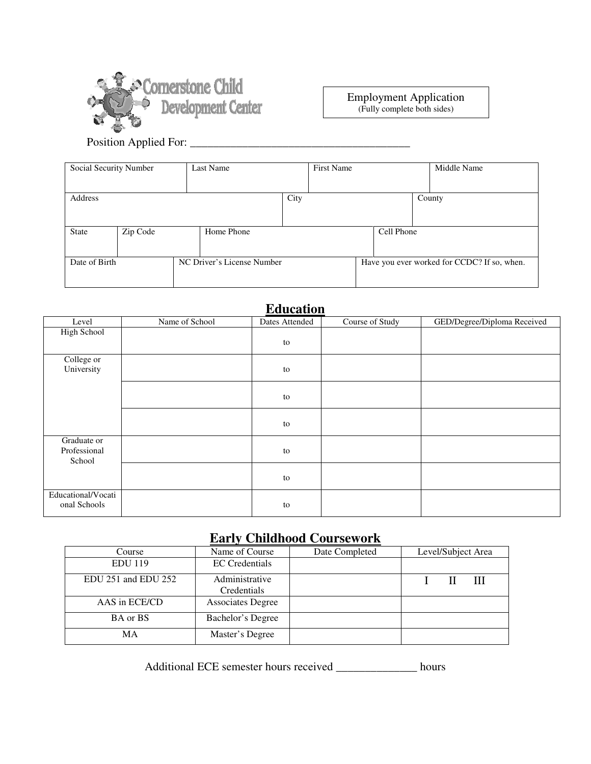Cornerstone Child Development Center

**Employment Application**
(Fully complete both sides)

Position Applied For: ______________________________________

| Social Security Number | Last Name | First Name | Middle Name |
|---|---|---|---|
| | | | |

| Address | City | County |
|---|---|---|
| | | |

| State | Zip Code | Home Phone | Cell Phone |
|---|---|---|---|
| | | | |

| Date of Birth | NC Driver's License Number | Have you ever worked for CCDC? If so, when. |
|---|---|---|
| | | |

## Education

| Level | Name of School | Dates Attended | Course of Study | GED/Degree/Diploma Received |
|---|---|---|---|---|
| High School | | to | | |
| College or University | | to | | |
| | | to | | |
| | | to | | |
| Graduate or Professional School | | to | | |
| | | to | | |
| Educational/Vocational Schools | | to | | |

## Early Childhood Coursework

| Course | Name of Course | Date Completed | Level/Subject Area |
|---|---|---|---|
| EDU 119 | EC Credentials | | |
| EDU 251 and EDU 252 | Administrative Credentials | | I II III |
| AAS in ECE/CD | Associates Degree | | |
| BA or BS | Bachelor's Degree | | |
| MA | Master's Degree | | |

Additional ECE semester hours received ______________ hours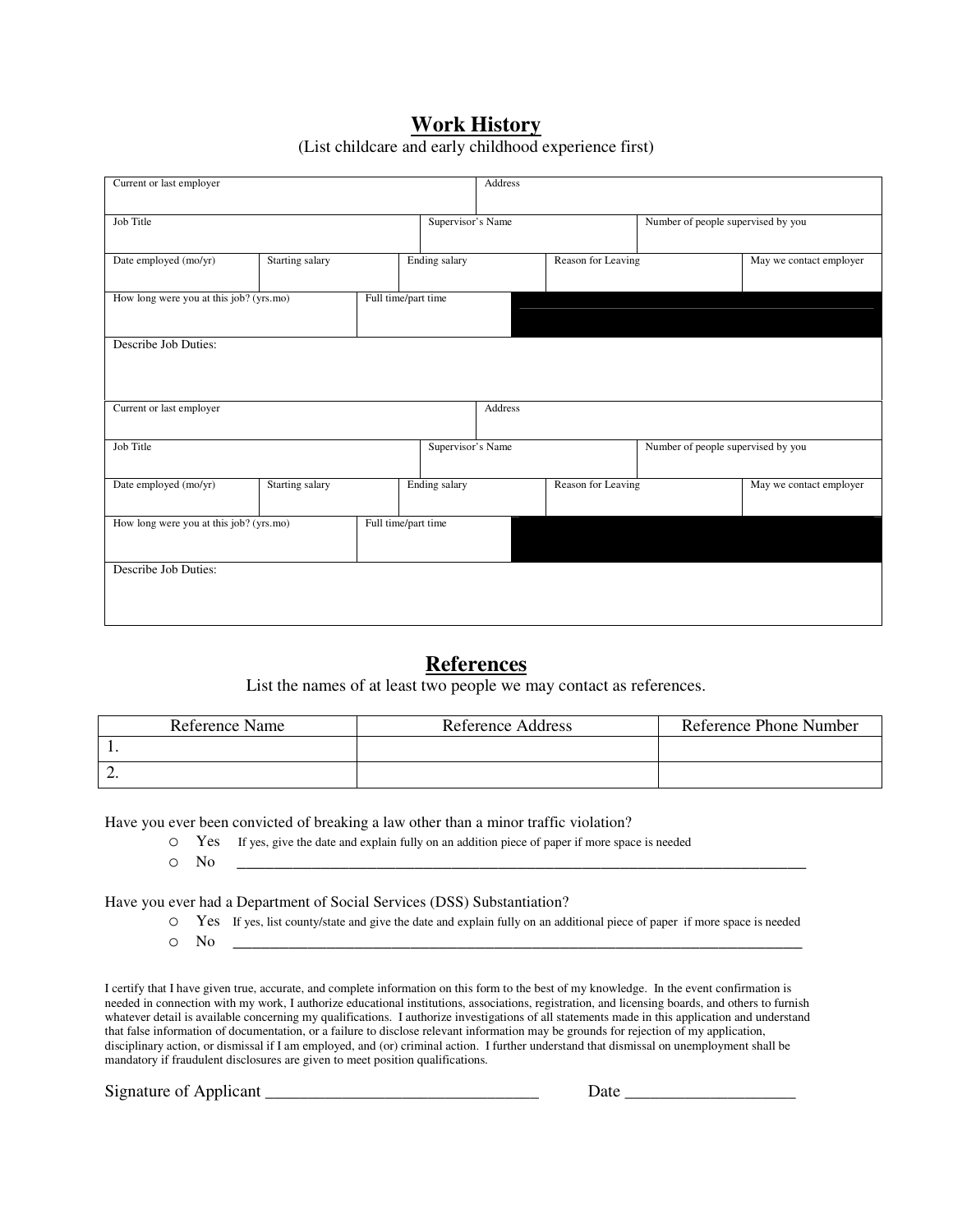## Work History

(List childcare and early childhood experience first)

| | | | | |
|---|---|---|---|---|
| Current or last employer | | | Address | |
| Job Title | | Supervisor's Name | | Number of people supervised by you |
| Date employed (mo/yr) | Starting salary | Ending salary | Reason for Leaving | May we contact employer |
| How long were you at this job? (yrs.mo) | Full time/part time | | | |
| Describe Job Duties: | | | | |

| | | | | |
|---|---|---|---|---|
| Current or last employer | | | Address | |
| Job Title | | Supervisor's Name | | Number of people supervised by you |
| Date employed (mo/yr) | Starting salary | Ending salary | Reason for Leaving | May we contact employer |
| How long were you at this job? (yrs.mo) | Full time/part time | | | |
| Describe Job Duties: | | | | |

## References

List the names of at least two people we may contact as references.

| Reference Name | Reference Address | Reference Phone Number |
|---|---|---|
| 1. | | |
| 2. | | |

Have you ever been convicted of breaking a law other than a minor traffic violation?

- ○ Yes If yes, give the date and explain fully on an addition piece of paper if more space is needed
- ○ No ___________________________________________________________________________

Have you ever had a Department of Social Services (DSS) Substantiation?

- ○ Yes If yes, list county/state and give the date and explain fully on an additional piece of paper if more space is needed
- ○ No ___________________________________________________________________________

I certify that I have given true, accurate, and complete information on this form to the best of my knowledge. In the event confirmation is needed in connection with my work, I authorize educational institutions, associations, registration, and licensing boards, and others to furnish whatever detail is available concerning my qualifications. I authorize investigations of all statements made in this application and understand that false information of documentation, or a failure to disclose relevant information may be grounds for rejection of my application, disciplinary action, or dismissal if I am employed, and (or) criminal action. I further understand that dismissal on unemployment shall be mandatory if fraudulent disclosures are given to meet position qualifications.

Signature of Applicant ________________________________ Date ___________________